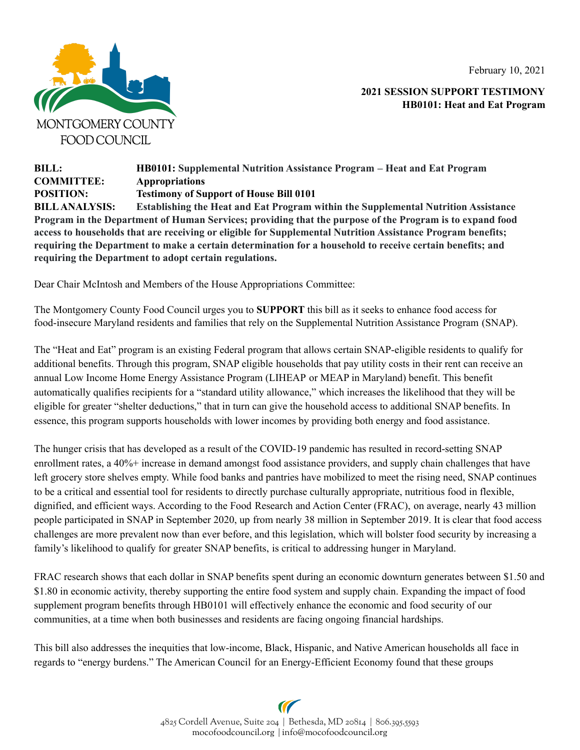MONTGOMERY COUNTY FOOD COUNCIL

February 10, 2021

**2021 SESSION SUPPORT TESTIMONY**
**HB0101: Heat and Eat Program**

**BILL:** **HB0101: Supplemental Nutrition Assistance Program – Heat and Eat Program**
**COMMITTEE:** **Appropriations**
**POSITION:** **Testimony of Support of House Bill 0101**
**BILL ANALYSIS:** **Establishing the Heat and Eat Program within the Supplemental Nutrition Assistance Program in the Department of Human Services; providing that the purpose of the Program is to expand food access to households that are receiving or eligible for Supplemental Nutrition Assistance Program benefits; requiring the Department to make a certain determination for a household to receive certain benefits; and requiring the Department to adopt certain regulations.**

Dear Chair McIntosh and Members of the House Appropriations Committee:

The Montgomery County Food Council urges you to **SUPPORT** this bill as it seeks to enhance food access for food-insecure Maryland residents and families that rely on the Supplemental Nutrition Assistance Program (SNAP).

The "Heat and Eat" program is an existing Federal program that allows certain SNAP-eligible residents to qualify for additional benefits. Through this program, SNAP eligible households that pay utility costs in their rent can receive an annual Low Income Home Energy Assistance Program (LIHEAP or MEAP in Maryland) benefit. This benefit automatically qualifies recipients for a "standard utility allowance," which increases the likelihood that they will be eligible for greater "shelter deductions," that in turn can give the household access to additional SNAP benefits. In essence, this program supports households with lower incomes by providing both energy and food assistance.

The hunger crisis that has developed as a result of the COVID-19 pandemic has resulted in record-setting SNAP enrollment rates, a 40%+ increase in demand amongst food assistance providers, and supply chain challenges that have left grocery store shelves empty. While food banks and pantries have mobilized to meet the rising need, SNAP continues to be a critical and essential tool for residents to directly purchase culturally appropriate, nutritious food in flexible, dignified, and efficient ways. According to the Food Research and Action Center (FRAC), on average, nearly 43 million people participated in SNAP in September 2020, up from nearly 38 million in September 2019. It is clear that food access challenges are more prevalent now than ever before, and this legislation, which will bolster food security by increasing a family's likelihood to qualify for greater SNAP benefits, is critical to addressing hunger in Maryland.

FRAC research shows that each dollar in SNAP benefits spent during an economic downturn generates between $1.50 and $1.80 in economic activity, thereby supporting the entire food system and supply chain. Expanding the impact of food supplement program benefits through HB0101 will effectively enhance the economic and food security of our communities, at a time when both businesses and residents are facing ongoing financial hardships.

This bill also addresses the inequities that low-income, Black, Hispanic, and Native American households all face in regards to "energy burdens." The American Council for an Energy-Efficient Economy found that these groups

4825 Cordell Avenue, Suite 204 | Bethesda, MD 20814 | 806.395.5593
mocofoodcouncil.org | info@mocofoodcouncil.org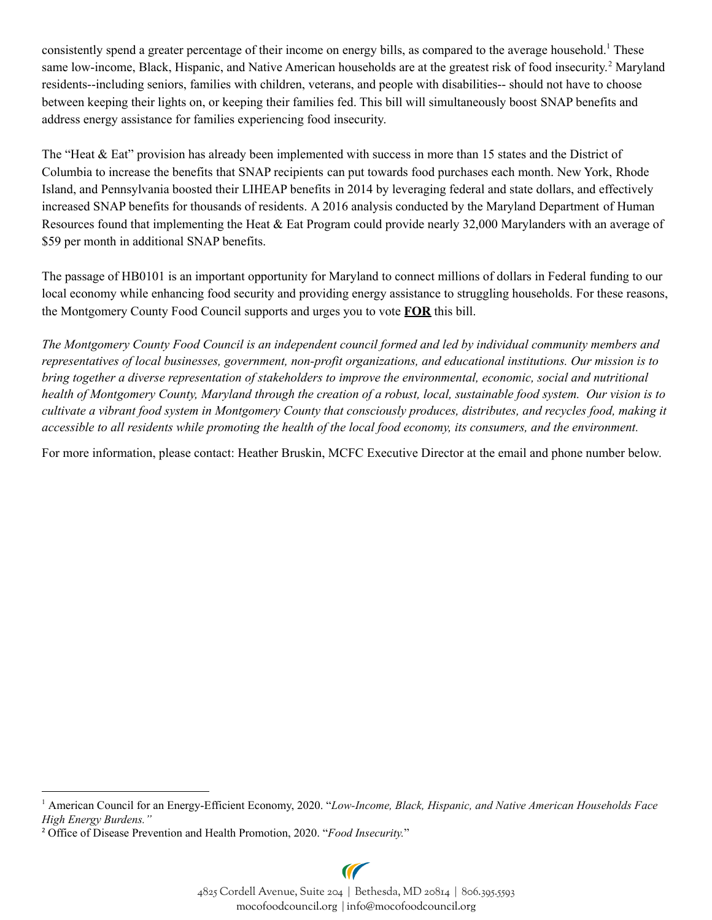consistently spend a greater percentage of their income on energy bills, as compared to the average household.[1] These same low-income, Black, Hispanic, and Native American households are at the greatest risk of food insecurity.[2] Maryland residents--including seniors, families with children, veterans, and people with disabilities-- should not have to choose between keeping their lights on, or keeping their families fed. This bill will simultaneously boost SNAP benefits and address energy assistance for families experiencing food insecurity.

The "Heat & Eat" provision has already been implemented with success in more than 15 states and the District of Columbia to increase the benefits that SNAP recipients can put towards food purchases each month. New York, Rhode Island, and Pennsylvania boosted their LIHEAP benefits in 2014 by leveraging federal and state dollars, and effectively increased SNAP benefits for thousands of residents. A 2016 analysis conducted by the Maryland Department of Human Resources found that implementing the Heat & Eat Program could provide nearly 32,000 Marylanders with an average of $59 per month in additional SNAP benefits.

The passage of HB0101 is an important opportunity for Maryland to connect millions of dollars in Federal funding to our local economy while enhancing food security and providing energy assistance to struggling households. For these reasons, the Montgomery County Food Council supports and urges you to vote **FOR** this bill.

*The Montgomery County Food Council is an independent council formed and led by individual community members and representatives of local businesses, government, non-profit organizations, and educational institutions. Our mission is to bring together a diverse representation of stakeholders to improve the environmental, economic, social and nutritional health of Montgomery County, Maryland through the creation of a robust, local, sustainable food system. Our vision is to cultivate a vibrant food system in Montgomery County that consciously produces, distributes, and recycles food, making it accessible to all residents while promoting the health of the local food economy, its consumers, and the environment.*

For more information, please contact: Heather Bruskin, MCFC Executive Director at the email and phone number below.

---

[1] American Council for an Energy-Efficient Economy, 2020. "*Low-Income, Black, Hispanic, and Native American Households Face High Energy Burdens."*

[2] Office of Disease Prevention and Health Promotion, 2020. "*Food Insecurity.*"

4825 Cordell Avenue, Suite 204 | Bethesda, MD 20814 | 806.395.5593
mocofoodcouncil.org | info@mocofoodcouncil.org